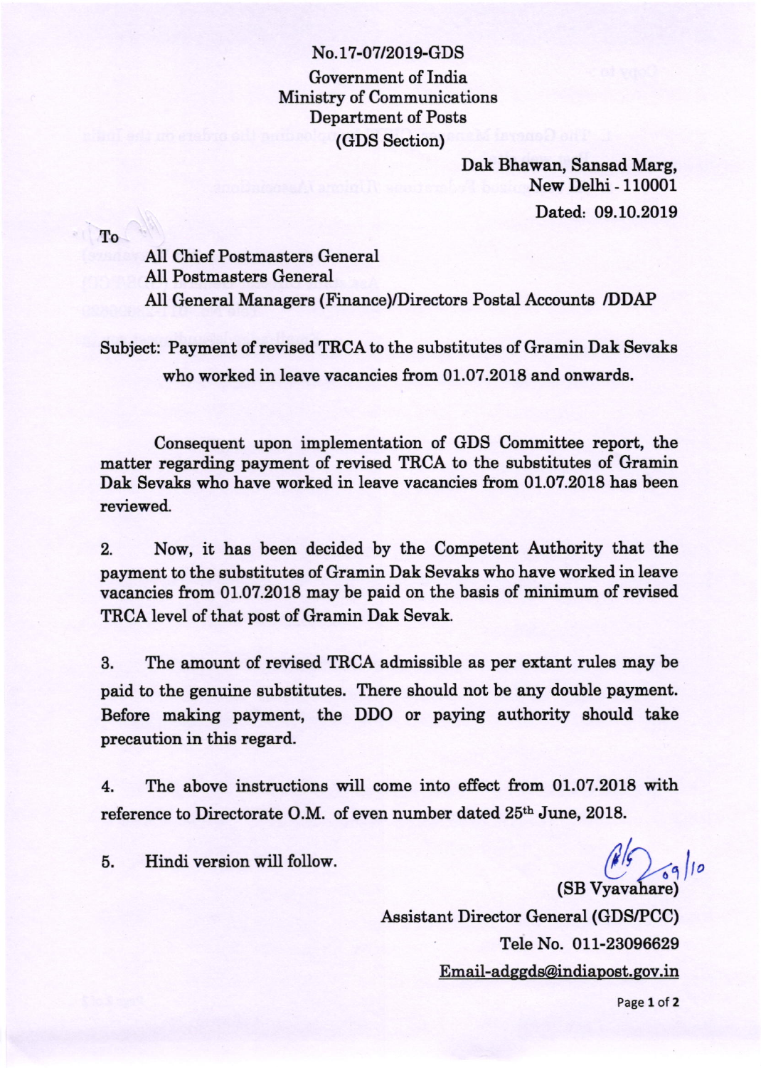No.17-07/2019-GDS

Government of India
Ministry of Communications
Department of Posts
(GDS Section)

Dak Bhawan, Sansad Marg,
New Delhi - 110001

Dated: 09.10.2019

To

All Chief Postmasters General
All Postmasters General
All General Managers (Finance)/Directors Postal Accounts /DDAP

**Subject: Payment of revised TRCA to the substitutes of Gramin Dak Sevaks who worked in leave vacancies from 01.07.2018 and onwards.**

Consequent upon implementation of GDS Committee report, the matter regarding payment of revised TRCA to the substitutes of Gramin Dak Sevaks who have worked in leave vacancies from 01.07.2018 has been reviewed.

2. Now, it has been decided by the Competent Authority that the payment to the substitutes of Gramin Dak Sevaks who have worked in leave vacancies from 01.07.2018 may be paid on the basis of minimum of revised TRCA level of that post of Gramin Dak Sevak.

3. The amount of revised TRCA admissible as per extant rules may be paid to the genuine substitutes. There should not be any double payment. Before making payment, the DDO or paying authority should take precaution in this regard.

4. The above instructions will come into effect from 01.07.2018 with reference to Directorate O.M. of even number dated 25th June, 2018.

5. Hindi version will follow.

(SB Vyavahare)
Assistant Director General (GDS/PCC)
Tele No. 011-23096629
Email-adggds@indiapost.gov.in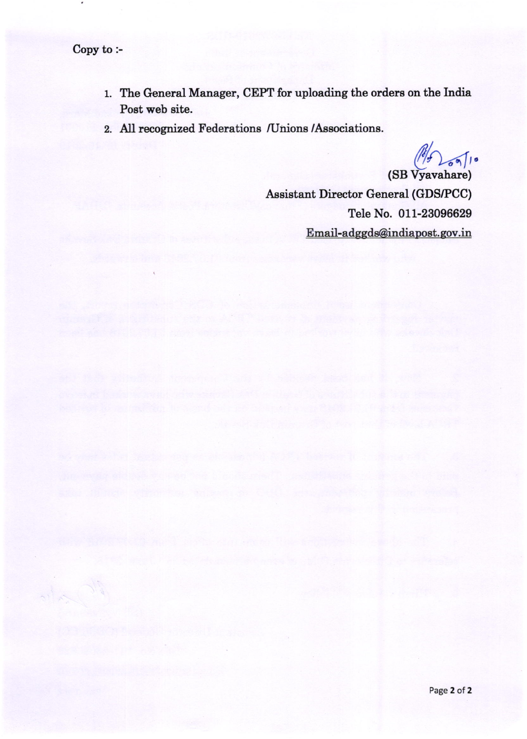Copy to :-

1. The General Manager, CEPT for uploading the orders on the India Post web site.
2. All recognized Federations /Unions /Associations.

(SB Vyavahare)

Assistant Director General (GDS/PCC)

Tele No. 011-23096629

Email-adggds@indiapost.gov.in